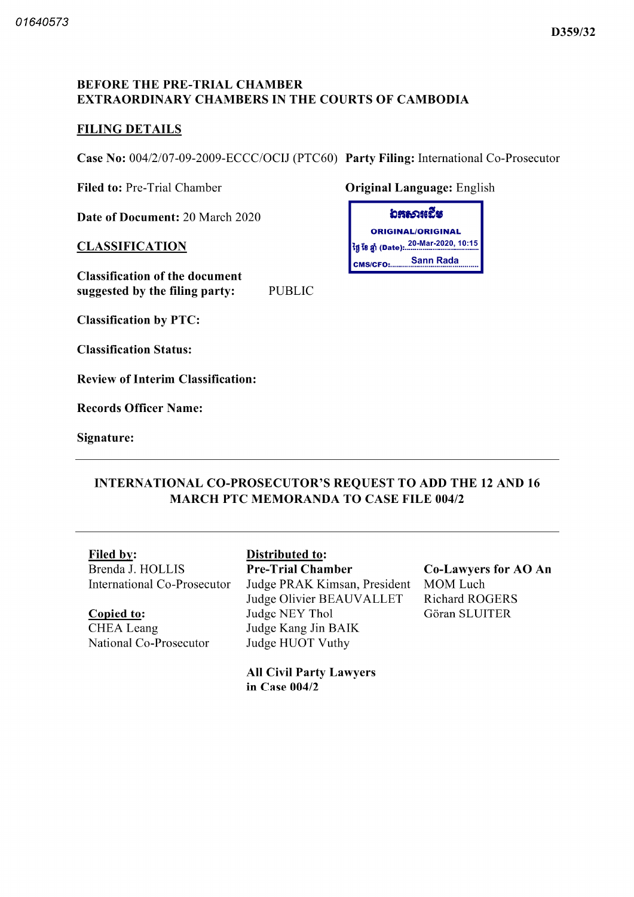01640573

D359/32

**BEFORE THE PRE-TRIAL CHAMBER**
**EXTRAORDINARY CHAMBERS IN THE COURTS OF CAMBODIA**

## FILING DETAILS

**Case No:** 004/2/07-09-2009-ECCC/OCIJ (PTC60) **Party Filing:** International Co-Prosecutor

**Filed to:** Pre-Trial Chamber **Original Language:** English

**Date of Document:** 20 March 2020

ឯកសារដើម
ORIGINAL/ORIGINAL
ថ្ងៃ ខែ ឆ្នាំ (Date): 20-Mar-2020, 10:15
CMS/CFO: Sann Rada

## CLASSIFICATION

**Classification of the document suggested by the filing party:** PUBLIC

**Classification by PTC:**

**Classification Status:**

**Review of Interim Classification:**

**Records Officer Name:**

**Signature:**

---

## INTERNATIONAL CO-PROSECUTOR'S REQUEST TO ADD THE 12 AND 16 MARCH PTC MEMORANDA TO CASE FILE 004/2

---

**Filed by:**
Brenda J. HOLLIS
International Co-Prosecutor

**Copied to:**
CHEA Leang
National Co-Prosecutor

**Distributed to:**
**Pre-Trial Chamber**
Judge PRAK Kimsan, President
Judge Olivier BEAUVALLET
Judge NEY Thol
Judge Kang Jin BAIK
Judge HUOT Vuthy

**All Civil Party Lawyers in Case 004/2**

**Co-Lawyers for AO An**
MOM Luch
Richard ROGERS
Göran SLUITER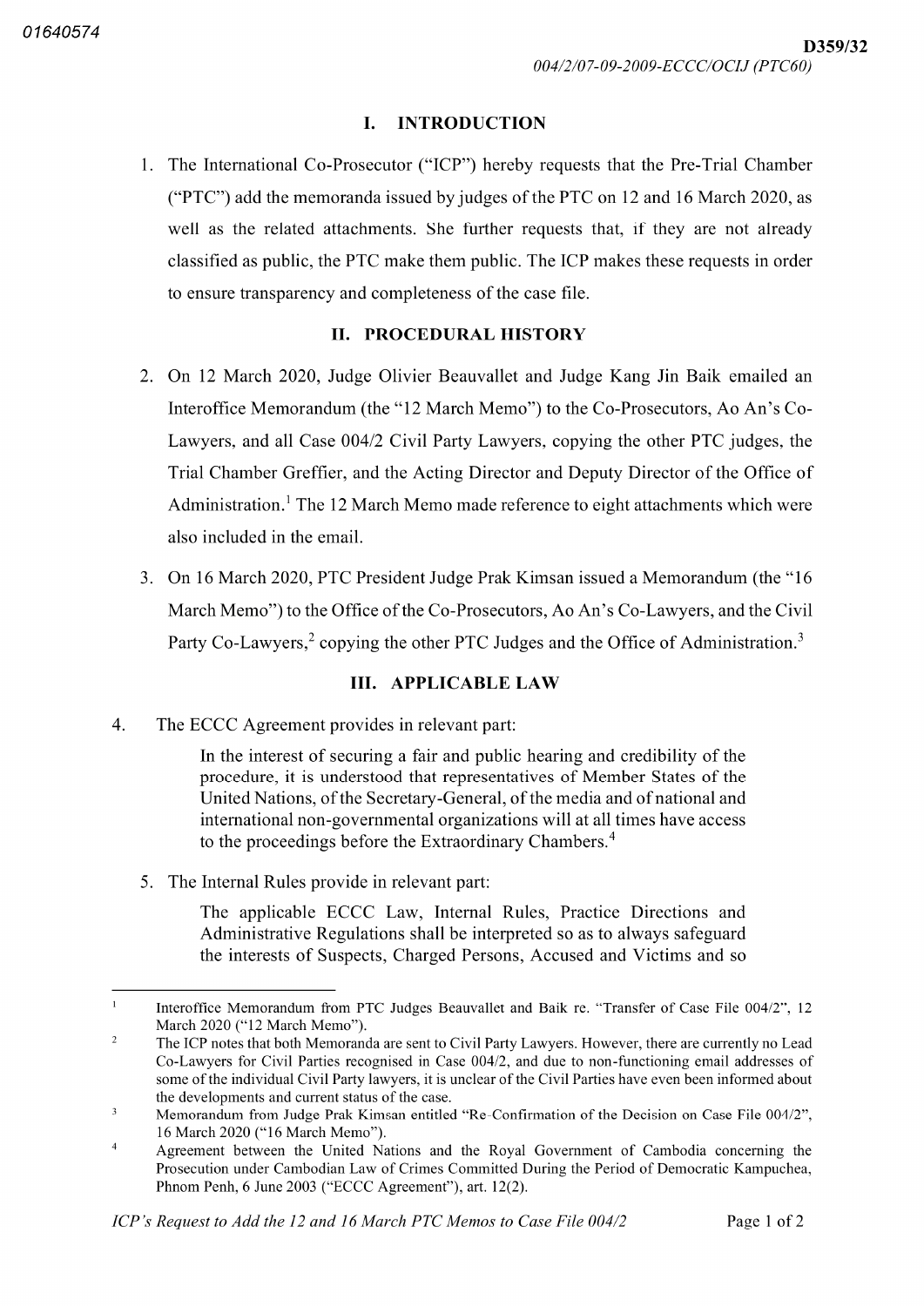## I. INTRODUCTION

1. The International Co-Prosecutor ("ICP") hereby requests that the Pre-Trial Chamber ("PTC") add the memoranda issued by judges of the PTC on 12 and 16 March 2020, as well as the related attachments. She further requests that, if they are not already classified as public, the PTC make them public. The ICP makes these requests in order to ensure transparency and completeness of the case file.

## II. PROCEDURAL HISTORY

2. On 12 March 2020, Judge Olivier Beauvallet and Judge Kang Jin Baik emailed an Interoffice Memorandum (the "12 March Memo") to the Co-Prosecutors, Ao An's Co-Lawyers, and all Case 004/2 Civil Party Lawyers, copying the other PTC judges, the Trial Chamber Greffier, and the Acting Director and Deputy Director of the Office of Administration.[1] The 12 March Memo made reference to eight attachments which were also included in the email.

3. On 16 March 2020, PTC President Judge Prak Kimsan issued a Memorandum (the "16 March Memo") to the Office of the Co-Prosecutors, Ao An's Co-Lawyers, and the Civil Party Co-Lawyers,[2] copying the other PTC Judges and the Office of Administration.[3]

## III. APPLICABLE LAW

4. The ECCC Agreement provides in relevant part:

> In the interest of securing a fair and public hearing and credibility of the procedure, it is understood that representatives of Member States of the United Nations, of the Secretary-General, of the media and of national and international non-governmental organizations will at all times have access to the proceedings before the Extraordinary Chambers.[4]

5. The Internal Rules provide in relevant part:

> The applicable ECCC Law, Internal Rules, Practice Directions and Administrative Regulations shall be interpreted so as to always safeguard the interests of Suspects, Charged Persons, Accused and Victims and so

---

[1] Interoffice Memorandum from PTC Judges Beauvallet and Baik re. "Transfer of Case File 004/2", 12 March 2020 ("12 March Memo").

[2] The ICP notes that both Memoranda are sent to Civil Party Lawyers. However, there are currently no Lead Co-Lawyers for Civil Parties recognised in Case 004/2, and due to non-functioning email addresses of some of the individual Civil Party lawyers, it is unclear of the Civil Parties have even been informed about the developments and current status of the case.

[3] Memorandum from Judge Prak Kimsan entitled "Re-Confirmation of the Decision on Case File 004/2", 16 March 2020 ("16 March Memo").

[4] Agreement between the United Nations and the Royal Government of Cambodia concerning the Prosecution under Cambodian Law of Crimes Committed During the Period of Democratic Kampuchea, Phnom Penh, 6 June 2003 ("ECCC Agreement"), art. 12(2).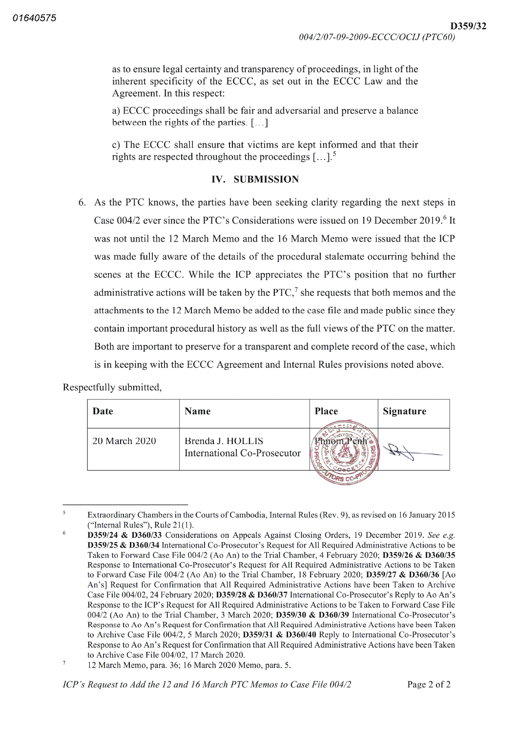as to ensure legal certainty and transparency of proceedings, in light of the inherent specificity of the ECCC, as set out in the ECCC Law and the Agreement. In this respect:

a) ECCC proceedings shall be fair and adversarial and preserve a balance between the rights of the parties. [...]

c) The ECCC shall ensure that victims are kept informed and that their rights are respected throughout the proceedings [...].[5]

## IV. SUBMISSION

6. As the PTC knows, the parties have been seeking clarity regarding the next steps in Case 004/2 ever since the PTC's Considerations were issued on 19 December 2019.[6] It was not until the 12 March Memo and the 16 March Memo were issued that the ICP was made fully aware of the details of the procedural stalemate occurring behind the scenes at the ECCC. While the ICP appreciates the PTC's position that no further administrative actions will be taken by the PTC,[7] she requests that both memos and the attachments to the 12 March Memo be added to the case file and made public since they contain important procedural history as well as the full views of the PTC on the matter. Both are important to preserve for a transparent and complete record of the case, which is in keeping with the ECCC Agreement and Internal Rules provisions noted above.

Respectfully submitted,

| Date | Name | Place | Signature |
|---|---|---|---|
| 20 March 2020 | Brenda J. HOLLIS<br>International Co-Prosecutor | Phnom Penh | |

---

[5] Extraordinary Chambers in the Courts of Cambodia, Internal Rules (Rev. 9), as revised on 16 January 2015 ("Internal Rules"), Rule 21(1).

[6] **D359/24 & D360/33** Considerations on Appeals Against Closing Orders, 19 December 2019. *See e.g.* **D359/25 & D360/34** International Co-Prosecutor's Request for All Required Administrative Actions to be Taken to Forward Case File 004/2 (Ao An) to the Trial Chamber, 4 February 2020; **D359/26 & D360/35** Response to International Co-Prosecutor's Request for All Required Administrative Actions to be Taken to Forward Case File 004/2 (Ao An) to the Trial Chamber, 18 February 2020; **D359/27 & D360/36** [Ao An's] Request for Confirmation that All Required Administrative Actions have been Taken to Archive Case File 004/02, 24 February 2020; **D359/28 & D360/37** International Co-Prosecutor's Reply to Ao An's Response to the ICP's Request for All Required Administrative Actions to be Taken to Forward Case File 004/2 (Ao An) to the Trial Chamber, 3 March 2020; **D359/30 & D360/39** International Co-Prosecutor's Response to Ao An's Request for Confirmation that All Required Administrative Actions have been Taken to Archive Case File 004/2, 5 March 2020; **D359/31 & D360/40** Reply to International Co-Prosecutor's Response to Ao An's Request for Confirmation that All Required Administrative Actions have been Taken to Archive Case File 004/02, 17 March 2020.

[7] 12 March Memo, para. 36; 16 March 2020 Memo, para. 5.